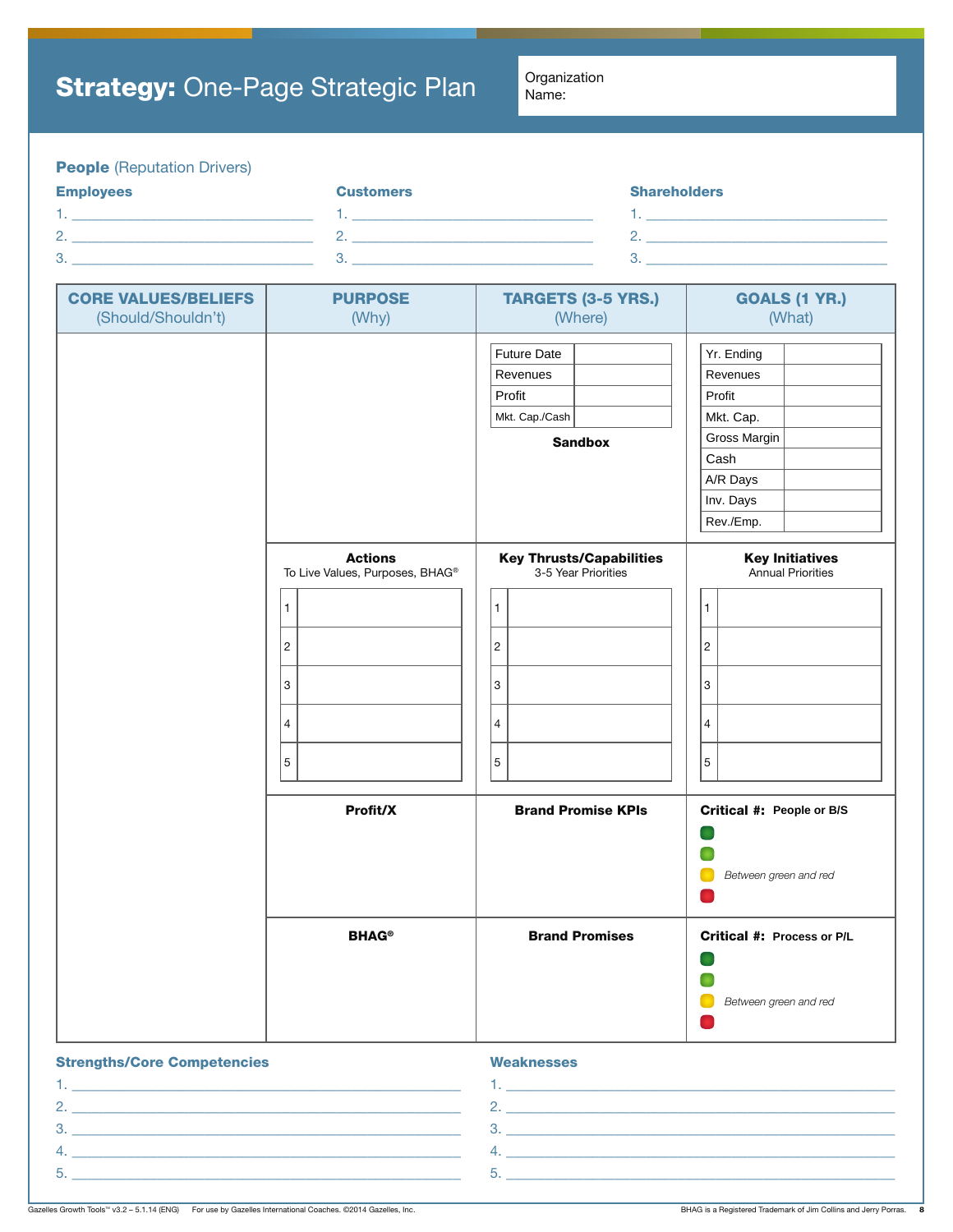# **Strategy:** One-Page Strategic Plan

Organization Name:

## **People** (Reputation Drivers)

**Employees**

1. ______________________
2. ______________________
3. ______________________

**Customers**

1. ______________________
2. ______________________
3. ______________________

**Shareholders**

1. ______________________
2. ______________________
3. ______________________

| CORE VALUES/BELIEFS (Should/Shouldn't) | PURPOSE (Why) | TARGETS (3-5 YRS.) (Where) | GOALS (1 YR.) (What) |
|---|---|---|---|
| | | Future Date: ___<br>Revenues: ___<br>Profit: ___<br>Mkt. Cap./Cash: ___<br><br>**Sandbox** | Yr. Ending: ___<br>Revenues: ___<br>Profit: ___<br>Mkt. Cap.: ___<br>Gross Margin: ___<br>Cash: ___<br>A/R Days: ___<br>Inv. Days: ___<br>Rev./Emp.: ___ |
| | **Actions**<br>To Live Values, Purposes, BHAG®<br>1<br>2<br>3<br>4<br>5 | **Key Thrusts/Capabilities**<br>3-5 Year Priorities<br>1<br>2<br>3<br>4<br>5 | **Key Initiatives**<br>Annual Priorities<br>1<br>2<br>3<br>4<br>5 |
| | **Profit/X** | **Brand Promise KPIs** | **Critical #: People or B/S**<br>(green)<br>(light green)<br>(yellow) *Between green and red*<br>(red) |
| | **BHAG®** | **Brand Promises** | **Critical #: Process or P/L**<br>(green)<br>(light green)<br>(yellow) *Between green and red*<br>(red) |

**Strengths/Core Competencies**

1. ______________________
2. ______________________
3. ______________________
4. ______________________
5. ______________________

**Weaknesses**

1. ______________________
2. ______________________
3. ______________________
4. ______________________
5. ______________________

Gazelles Growth Tools™ v3.2 – 5.1.14 (ENG) For use by Gazelles International Coaches. ©2014 Gazelles, Inc. BHAG is a Registered Trademark of Jim Collins and Jerry Porras.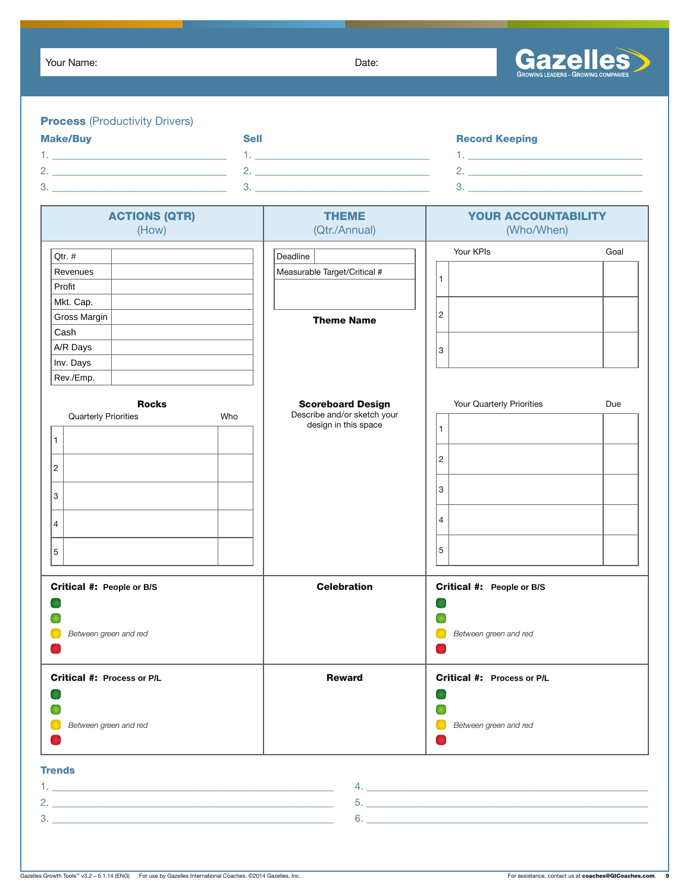Your Name: Date:

**Gazelles**
GROWING LEADERS – GROWING COMPANIES

## Process (Productivity Drivers)

**Make/Buy**
1. ______
2. ______
3. ______

**Sell**
1. ______
2. ______
3. ______

**Record Keeping**
1. ______
2. ______
3. ______

## ACTIONS (QTR) (How)

| | |
|---|---|
| Qtr. # | |
| Revenues | |
| Profit | |
| Mkt. Cap. | |
| Gross Margin | |
| Cash | |
| A/R Days | |
| Inv. Days | |
| Rev./Emp. | |

**Rocks**

| | Quarterly Priorities | Who |
|---|---|---|
| 1 | | |
| 2 | | |
| 3 | | |
| 4 | | |
| 5 | | |

**Critical #: People or B/S**

- (green)
- (light green)
- (yellow) *Between green and red*
- (red)

**Critical #: Process or P/L**

- (green)
- (light green)
- (yellow) *Between green and red*
- (red)

## THEME (Qtr./Annual)

| | |
|---|---|
| Deadline | |
| Measurable Target/Critical # | |

**Theme Name**

**Scoreboard Design**
Describe and/or sketch your design in this space

**Celebration**

**Reward**

## YOUR ACCOUNTABILITY (Who/When)

| | Your KPIs | Goal |
|---|---|---|
| 1 | | |
| 2 | | |
| 3 | | |

| | Your Quarterly Priorities | Due |
|---|---|---|
| 1 | | |
| 2 | | |
| 3 | | |
| 4 | | |
| 5 | | |

**Critical #: People or B/S**

- (green)
- (light green)
- (yellow) *Between green and red*
- (red)

**Critical #: Process or P/L**

- (green)
- (light green)
- (yellow) *Between green and red*
- (red)

## Trends

1. ______
2. ______
3. ______
4. ______
5. ______
6. ______

Gazelles Growth Tools™ v3.2 – 5.1.14 (ENG) For use by Gazelles International Coaches. ©2014 Gazelles, Inc. For assistance, contact us at **coaches@GICoaches.com**.